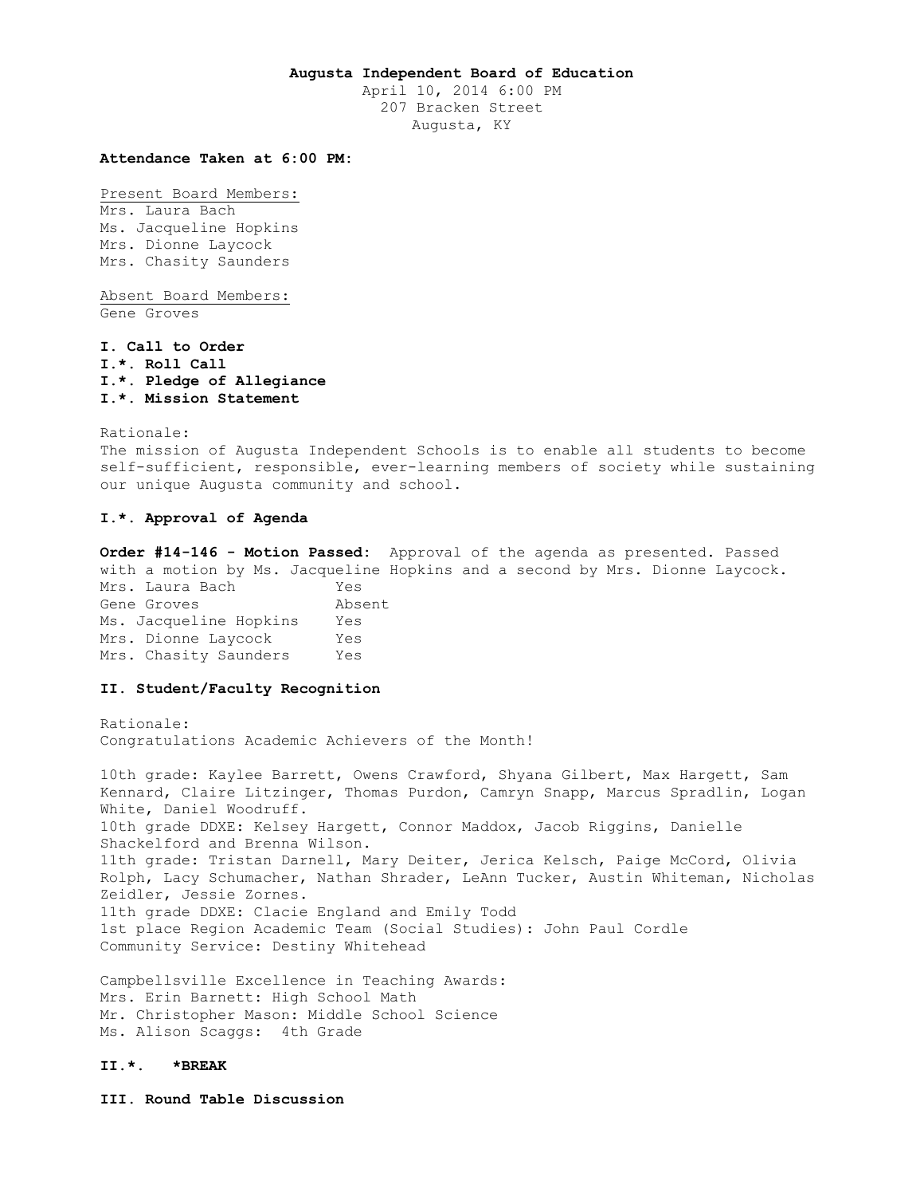**Augusta Independent Board of Education**

April 10, 2014 6:00 PM
207 Bracken Street
Augusta, KY

**Attendance Taken at 6:00 PM:**

Present Board Members:
Mrs. Laura Bach
Ms. Jacqueline Hopkins
Mrs. Dionne Laycock
Mrs. Chasity Saunders

Absent Board Members:
Gene Groves

**I. Call to Order**
**I.*. Roll Call**
**I.*. Pledge of Allegiance**
**I.*. Mission Statement**

Rationale:
The mission of Augusta Independent Schools is to enable all students to become self-sufficient, responsible, ever-learning members of society while sustaining our unique Augusta community and school.

**I.*. Approval of Agenda**

**Order #14-146 - Motion Passed:** Approval of the agenda as presented. Passed with a motion by Ms. Jacqueline Hopkins and a second by Mrs. Dionne Laycock.

| | |
|---|---|
| Mrs. Laura Bach | Yes |
| Gene Groves | Absent |
| Ms. Jacqueline Hopkins | Yes |
| Mrs. Dionne Laycock | Yes |
| Mrs. Chasity Saunders | Yes |

**II. Student/Faculty Recognition**

Rationale:
Congratulations Academic Achievers of the Month!

10th grade: Kaylee Barrett, Owens Crawford, Shyana Gilbert, Max Hargett, Sam Kennard, Claire Litzinger, Thomas Purdon, Camryn Snapp, Marcus Spradlin, Logan White, Daniel Woodruff.
10th grade DDXE: Kelsey Hargett, Connor Maddox, Jacob Riggins, Danielle Shackelford and Brenna Wilson.
11th grade: Tristan Darnell, Mary Deiter, Jerica Kelsch, Paige McCord, Olivia Rolph, Lacy Schumacher, Nathan Shrader, LeAnn Tucker, Austin Whiteman, Nicholas Zeidler, Jessie Zornes.
11th grade DDXE: Clacie England and Emily Todd
1st place Region Academic Team (Social Studies): John Paul Cordle
Community Service: Destiny Whitehead

Campbellsville Excellence in Teaching Awards:
Mrs. Erin Barnett: High School Math
Mr. Christopher Mason: Middle School Science
Ms. Alison Scaggs: 4th Grade

**II.*. *BREAK**

**III. Round Table Discussion**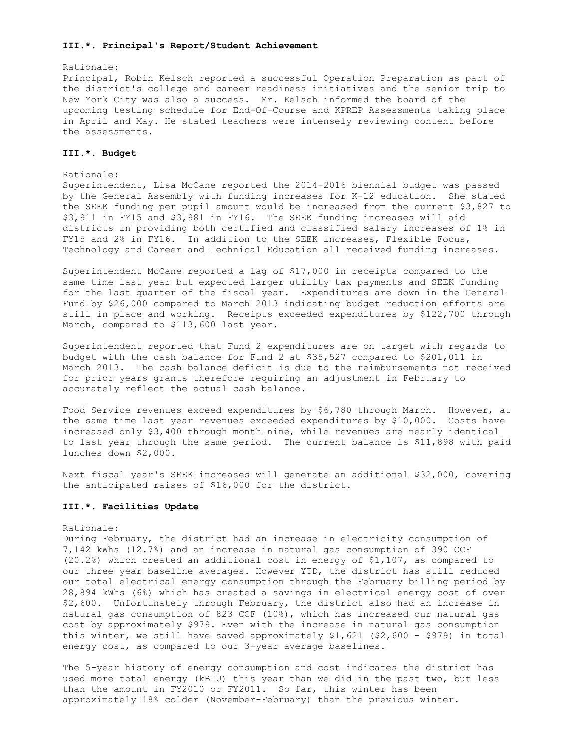### III.*. Principal's Report/Student Achievement

Rationale:
Principal, Robin Kelsch reported a successful Operation Preparation as part of the district's college and career readiness initiatives and the senior trip to New York City was also a success. Mr. Kelsch informed the board of the upcoming testing schedule for End-Of-Course and KPREP Assessments taking place in April and May. He stated teachers were intensely reviewing content before the assessments.

### III.*. Budget

Rationale:
Superintendent, Lisa McCane reported the 2014-2016 biennial budget was passed by the General Assembly with funding increases for K-12 education. She stated the SEEK funding per pupil amount would be increased from the current $3,827 to $3,911 in FY15 and $3,981 in FY16. The SEEK funding increases will aid districts in providing both certified and classified salary increases of 1% in FY15 and 2% in FY16. In addition to the SEEK increases, Flexible Focus, Technology and Career and Technical Education all received funding increases.

Superintendent McCane reported a lag of $17,000 in receipts compared to the same time last year but expected larger utility tax payments and SEEK funding for the last quarter of the fiscal year. Expenditures are down in the General Fund by $26,000 compared to March 2013 indicating budget reduction efforts are still in place and working. Receipts exceeded expenditures by $122,700 through March, compared to $113,600 last year.

Superintendent reported that Fund 2 expenditures are on target with regards to budget with the cash balance for Fund 2 at $35,527 compared to $201,011 in March 2013. The cash balance deficit is due to the reimbursements not received for prior years grants therefore requiring an adjustment in February to accurately reflect the actual cash balance.

Food Service revenues exceed expenditures by $6,780 through March. However, at the same time last year revenues exceeded expenditures by $10,000. Costs have increased only $3,400 through month nine, while revenues are nearly identical to last year through the same period. The current balance is $11,898 with paid lunches down $2,000.

Next fiscal year's SEEK increases will generate an additional $32,000, covering the anticipated raises of $16,000 for the district.

### III.*. Facilities Update

Rationale:
During February, the district had an increase in electricity consumption of 7,142 kWhs (12.7%) and an increase in natural gas consumption of 390 CCF (20.2%) which created an additional cost in energy of $1,107, as compared to our three year baseline averages. However YTD, the district has still reduced our total electrical energy consumption through the February billing period by 28,894 kWhs (6%) which has created a savings in electrical energy cost of over $2,600. Unfortunately through February, the district also had an increase in natural gas consumption of 823 CCF (10%), which has increased our natural gas cost by approximately $979. Even with the increase in natural gas consumption this winter, we still have saved approximately $1,621 ($2,600 - $979) in total energy cost, as compared to our 3-year average baselines.

The 5-year history of energy consumption and cost indicates the district has used more total energy (kBTU) this year than we did in the past two, but less than the amount in FY2010 or FY2011. So far, this winter has been approximately 18% colder (November-February) than the previous winter.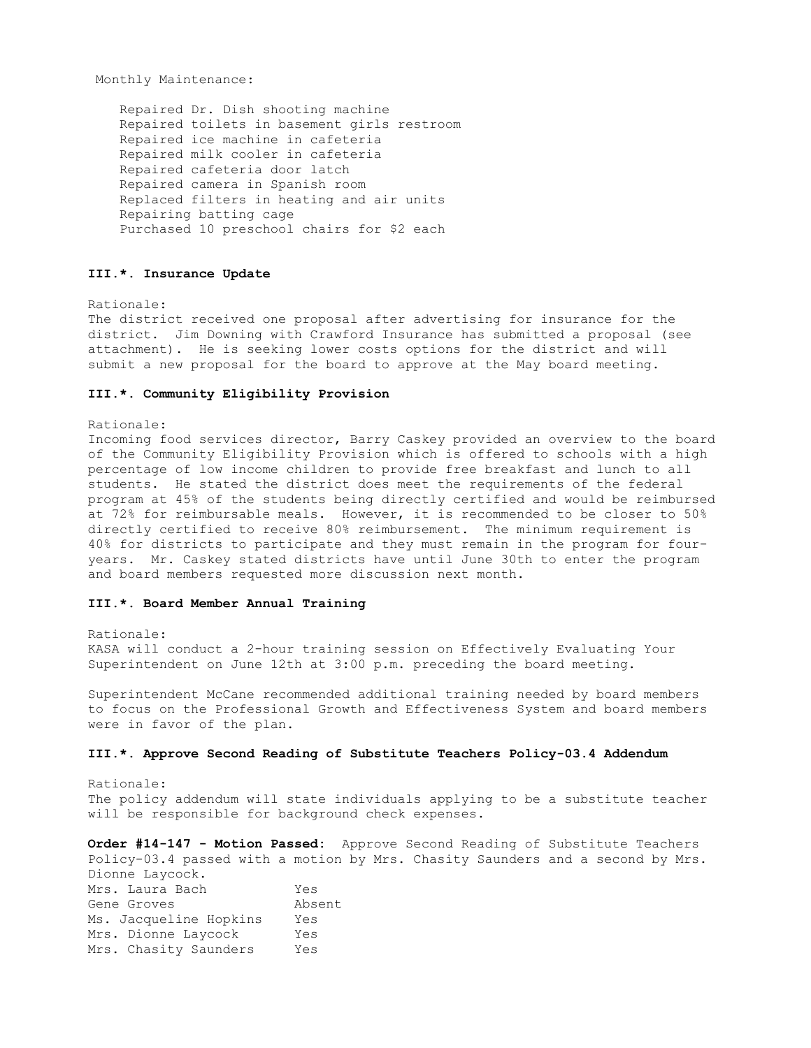Monthly Maintenance:

- Repaired Dr. Dish shooting machine
- Repaired toilets in basement girls restroom
- Repaired ice machine in cafeteria
- Repaired milk cooler in cafeteria
- Repaired cafeteria door latch
- Repaired camera in Spanish room
- Replaced filters in heating and air units
- Repairing batting cage
- Purchased 10 preschool chairs for $2 each

**III.*. Insurance Update**

Rationale:
The district received one proposal after advertising for insurance for the district. Jim Downing with Crawford Insurance has submitted a proposal (see attachment). He is seeking lower costs options for the district and will submit a new proposal for the board to approve at the May board meeting.

**III.*. Community Eligibility Provision**

Rationale:
Incoming food services director, Barry Caskey provided an overview to the board of the Community Eligibility Provision which is offered to schools with a high percentage of low income children to provide free breakfast and lunch to all students. He stated the district does meet the requirements of the federal program at 45% of the students being directly certified and would be reimbursed at 72% for reimbursable meals. However, it is recommended to be closer to 50% directly certified to receive 80% reimbursement. The minimum requirement is 40% for districts to participate and they must remain in the program for four-years. Mr. Caskey stated districts have until June 30th to enter the program and board members requested more discussion next month.

**III.*. Board Member Annual Training**

Rationale:
KASA will conduct a 2-hour training session on Effectively Evaluating Your Superintendent on June 12th at 3:00 p.m. preceding the board meeting.

Superintendent McCane recommended additional training needed by board members to focus on the Professional Growth and Effectiveness System and board members were in favor of the plan.

**III.*. Approve Second Reading of Substitute Teachers Policy-03.4 Addendum**

Rationale:
The policy addendum will state individuals applying to be a substitute teacher will be responsible for background check expenses.

**Order #14-147 - Motion Passed:** Approve Second Reading of Substitute Teachers Policy-03.4 passed with a motion by Mrs. Chasity Saunders and a second by Mrs. Dionne Laycock.

| | |
|---|---|
| Mrs. Laura Bach | Yes |
| Gene Groves | Absent |
| Ms. Jacqueline Hopkins | Yes |
| Mrs. Dionne Laycock | Yes |
| Mrs. Chasity Saunders | Yes |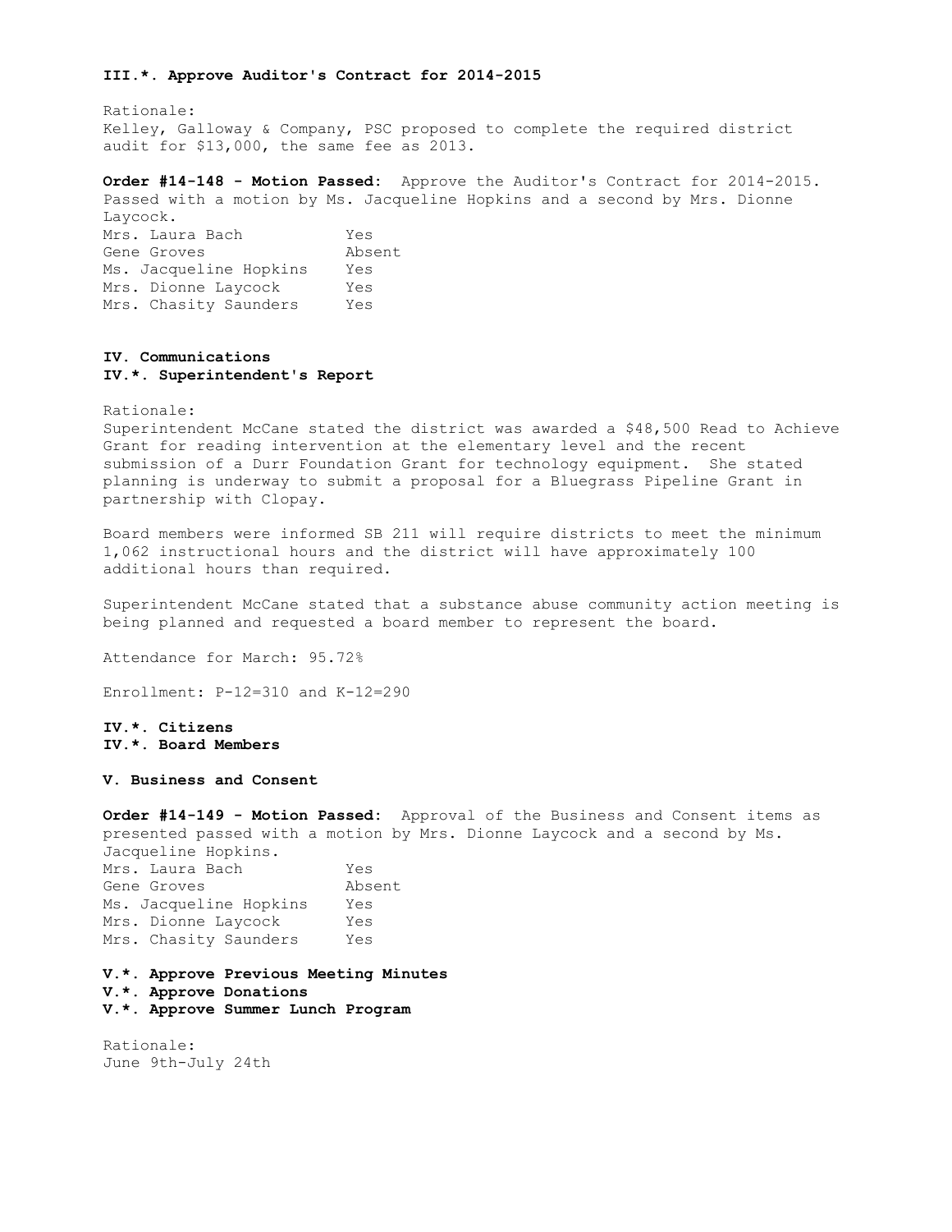**III.*. Approve Auditor's Contract for 2014-2015**

Rationale:
Kelley, Galloway & Company, PSC proposed to complete the required district audit for $13,000, the same fee as 2013.

**Order #14-148 - Motion Passed:** Approve the Auditor's Contract for 2014-2015. Passed with a motion by Ms. Jacqueline Hopkins and a second by Mrs. Dionne Laycock.

| | |
|---|---|
| Mrs. Laura Bach | Yes |
| Gene Groves | Absent |
| Ms. Jacqueline Hopkins | Yes |
| Mrs. Dionne Laycock | Yes |
| Mrs. Chasity Saunders | Yes |

**IV. Communications**

**IV.*. Superintendent's Report**

Rationale:
Superintendent McCane stated the district was awarded a $48,500 Read to Achieve Grant for reading intervention at the elementary level and the recent submission of a Durr Foundation Grant for technology equipment. She stated planning is underway to submit a proposal for a Bluegrass Pipeline Grant in partnership with Clopay.

Board members were informed SB 211 will require districts to meet the minimum 1,062 instructional hours and the district will have approximately 100 additional hours than required.

Superintendent McCane stated that a substance abuse community action meeting is being planned and requested a board member to represent the board.

Attendance for March: 95.72%

Enrollment: P-12=310 and K-12=290

**IV.*. Citizens**

**IV.*. Board Members**

**V. Business and Consent**

**Order #14-149 - Motion Passed:** Approval of the Business and Consent items as presented passed with a motion by Mrs. Dionne Laycock and a second by Ms. Jacqueline Hopkins.

| | |
|---|---|
| Mrs. Laura Bach | Yes |
| Gene Groves | Absent |
| Ms. Jacqueline Hopkins | Yes |
| Mrs. Dionne Laycock | Yes |
| Mrs. Chasity Saunders | Yes |

**V.*. Approve Previous Meeting Minutes**

**V.*. Approve Donations**

**V.*. Approve Summer Lunch Program**

Rationale:
June 9th-July 24th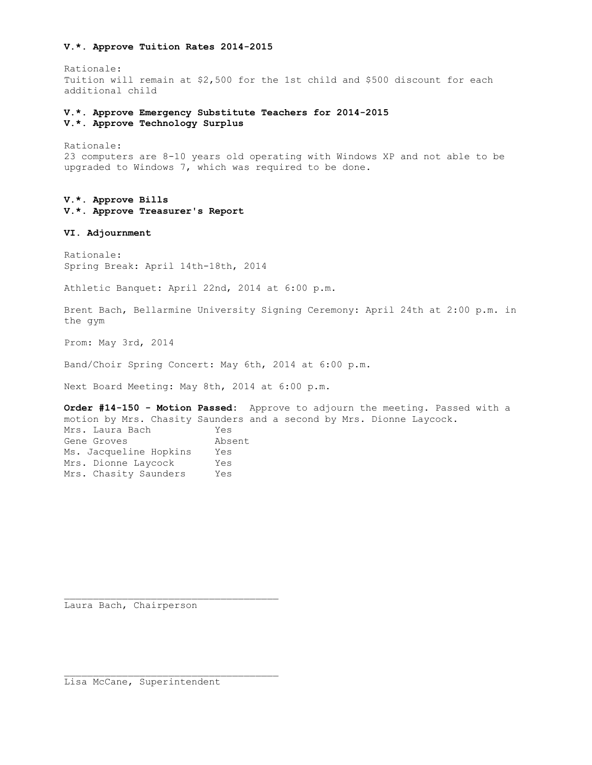**V.*. Approve Tuition Rates 2014-2015**

Rationale:
Tuition will remain at $2,500 for the 1st child and $500 discount for each additional child

**V.*. Approve Emergency Substitute Teachers for 2014-2015**
**V.*. Approve Technology Surplus**

Rationale:
23 computers are 8-10 years old operating with Windows XP and not able to be upgraded to Windows 7, which was required to be done.

**V.*. Approve Bills**
**V.*. Approve Treasurer's Report**

**VI. Adjournment**

Rationale:
Spring Break: April 14th-18th, 2014

Athletic Banquet: April 22nd, 2014 at 6:00 p.m.

Brent Bach, Bellarmine University Signing Ceremony: April 24th at 2:00 p.m. in the gym

Prom: May 3rd, 2014

Band/Choir Spring Concert: May 6th, 2014 at 6:00 p.m.

Next Board Meeting: May 8th, 2014 at 6:00 p.m.

**Order #14-150 - Motion Passed:** Approve to adjourn the meeting. Passed with a motion by Mrs. Chasity Saunders and a second by Mrs. Dionne Laycock.

| | |
|---|---|
| Mrs. Laura Bach | Yes |
| Gene Groves | Absent |
| Ms. Jacqueline Hopkins | Yes |
| Mrs. Dionne Laycock | Yes |
| Mrs. Chasity Saunders | Yes |

______________________________________
Laura Bach, Chairperson

______________________________________
Lisa McCane, Superintendent